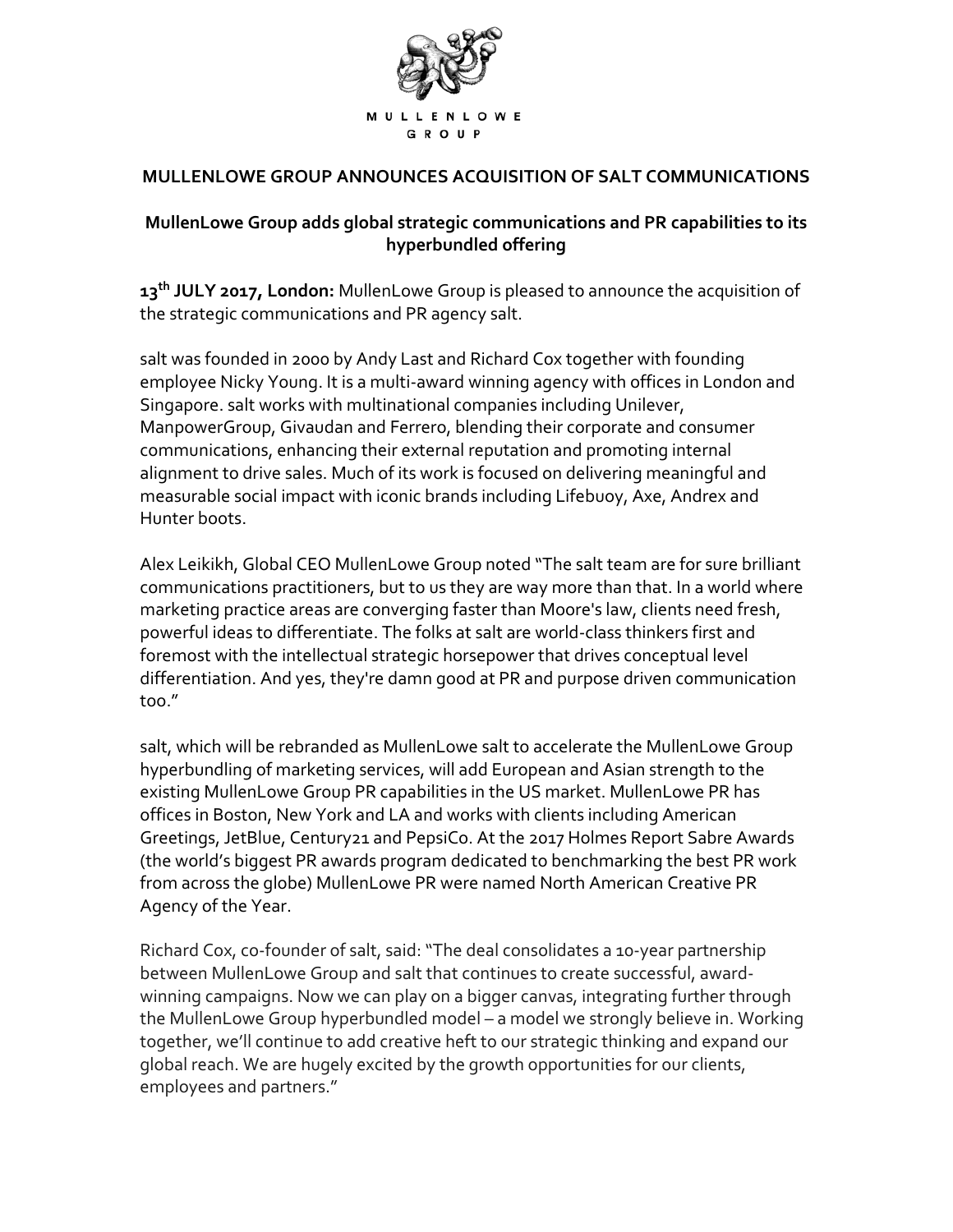MULLENLOWE GROUP

# MULLENLOWE GROUP ANNOUNCES ACQUISITION OF SALT COMMUNICATIONS

## MullenLowe Group adds global strategic communications and PR capabilities to its hyperbundled offering

**13th JULY 2017, London:** MullenLowe Group is pleased to announce the acquisition of the strategic communications and PR agency salt.

salt was founded in 2000 by Andy Last and Richard Cox together with founding employee Nicky Young. It is a multi-award winning agency with offices in London and Singapore. salt works with multinational companies including Unilever, ManpowerGroup, Givaudan and Ferrero, blending their corporate and consumer communications, enhancing their external reputation and promoting internal alignment to drive sales. Much of its work is focused on delivering meaningful and measurable social impact with iconic brands including Lifebuoy, Axe, Andrex and Hunter boots.

Alex Leikikh, Global CEO MullenLowe Group noted "The salt team are for sure brilliant communications practitioners, but to us they are way more than that. In a world where marketing practice areas are converging faster than Moore's law, clients need fresh, powerful ideas to differentiate. The folks at salt are world-class thinkers first and foremost with the intellectual strategic horsepower that drives conceptual level differentiation. And yes, they're damn good at PR and purpose driven communication too."

salt, which will be rebranded as MullenLowe salt to accelerate the MullenLowe Group hyperbundling of marketing services, will add European and Asian strength to the existing MullenLowe Group PR capabilities in the US market. MullenLowe PR has offices in Boston, New York and LA and works with clients including American Greetings, JetBlue, Century21 and PepsiCo. At the 2017 Holmes Report Sabre Awards (the world's biggest PR awards program dedicated to benchmarking the best PR work from across the globe) MullenLowe PR were named North American Creative PR Agency of the Year.

Richard Cox, co-founder of salt, said: "The deal consolidates a 10-year partnership between MullenLowe Group and salt that continues to create successful, award-winning campaigns. Now we can play on a bigger canvas, integrating further through the MullenLowe Group hyperbundled model – a model we strongly believe in. Working together, we'll continue to add creative heft to our strategic thinking and expand our global reach. We are hugely excited by the growth opportunities for our clients, employees and partners."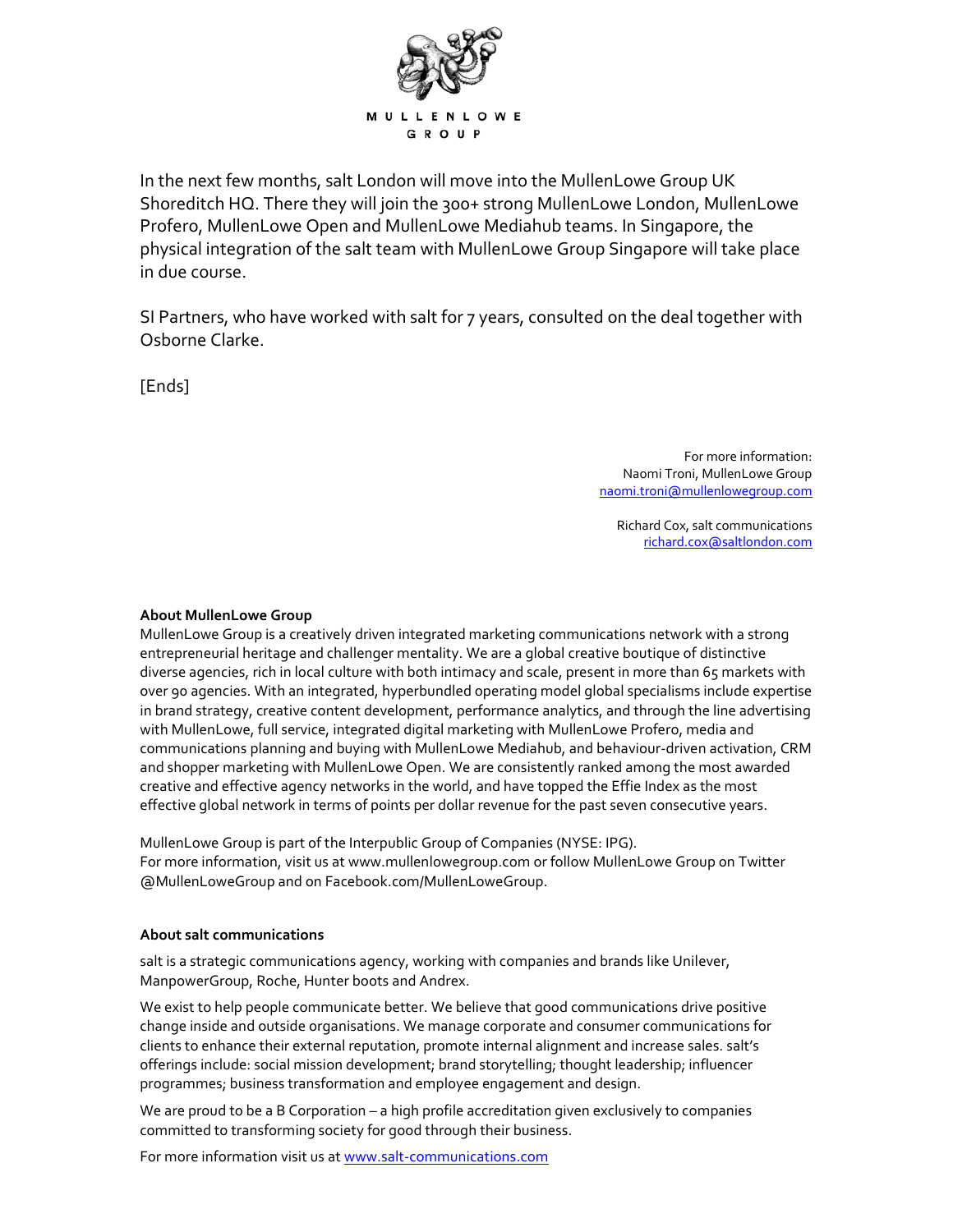In the next few months, salt London will move into the MullenLowe Group UK Shoreditch HQ. There they will join the 300+ strong MullenLowe London, MullenLowe Profero, MullenLowe Open and MullenLowe Mediahub teams. In Singapore, the physical integration of the salt team with MullenLowe Group Singapore will take place in due course.

SI Partners, who have worked with salt for 7 years, consulted on the deal together with Osborne Clarke.

[Ends]

For more information:
Naomi Troni, MullenLowe Group
naomi.troni@mullenlowegroup.com

Richard Cox, salt communications
richard.cox@saltlondon.com

**About MullenLowe Group**

MullenLowe Group is a creatively driven integrated marketing communications network with a strong entrepreneurial heritage and challenger mentality. We are a global creative boutique of distinctive diverse agencies, rich in local culture with both intimacy and scale, present in more than 65 markets with over 90 agencies. With an integrated, hyperbundled operating model global specialisms include expertise in brand strategy, creative content development, performance analytics, and through the line advertising with MullenLowe, full service, integrated digital marketing with MullenLowe Profero, media and communications planning and buying with MullenLowe Mediahub, and behaviour-driven activation, CRM and shopper marketing with MullenLowe Open. We are consistently ranked among the most awarded creative and effective agency networks in the world, and have topped the Effie Index as the most effective global network in terms of points per dollar revenue for the past seven consecutive years.

MullenLowe Group is part of the Interpublic Group of Companies (NYSE: IPG).
For more information, visit us at www.mullenlowegroup.com or follow MullenLowe Group on Twitter @MullenLoweGroup and on Facebook.com/MullenLoweGroup.

**About salt communications**

salt is a strategic communications agency, working with companies and brands like Unilever, ManpowerGroup, Roche, Hunter boots and Andrex.

We exist to help people communicate better. We believe that good communications drive positive change inside and outside organisations. We manage corporate and consumer communications for clients to enhance their external reputation, promote internal alignment and increase sales. salt's offerings include: social mission development; brand storytelling; thought leadership; influencer programmes; business transformation and employee engagement and design.

We are proud to be a B Corporation – a high profile accreditation given exclusively to companies committed to transforming society for good through their business.

For more information visit us at www.salt-communications.com